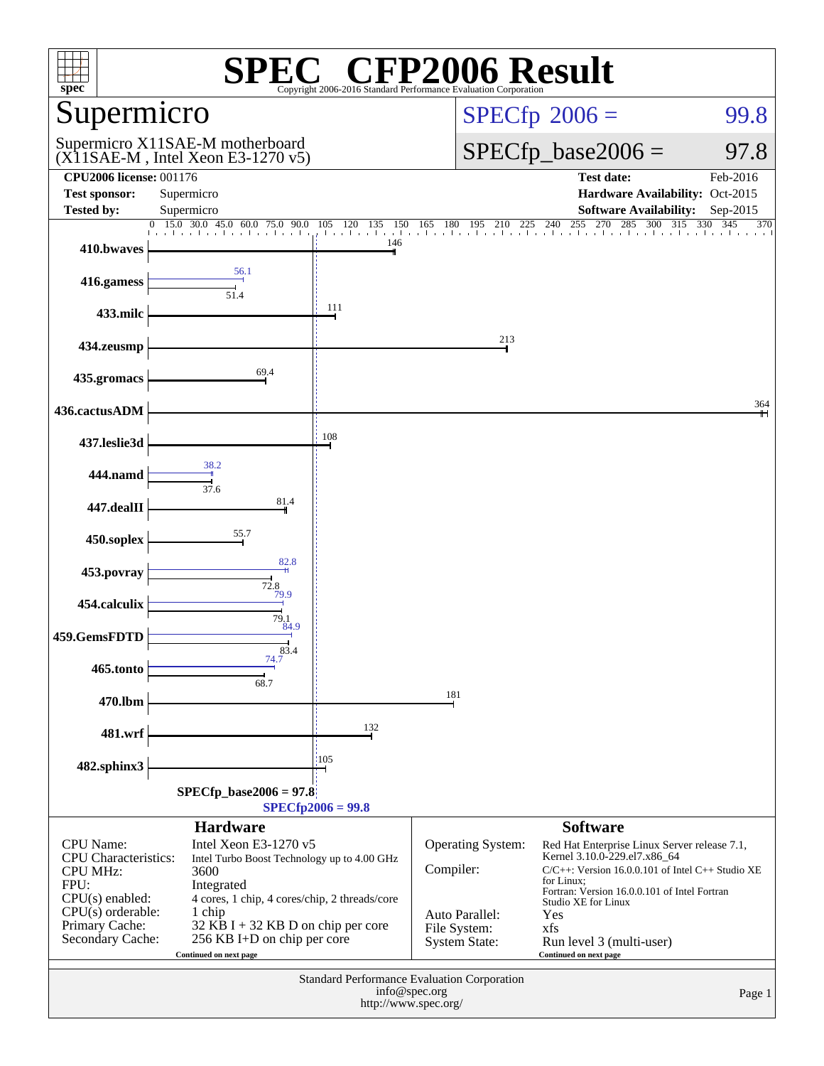# SPEC® CFP2006 Result

Copyright 2006-2016 Standard Performance Evaluation Corporation

## Supermicro

Supermicro X11SAE-M motherboard
(X11SAE-M , Intel Xeon E3-1270 v5)

SPECfp 2006 = 99.8

SPECfp_base2006 = 97.8

| | | | |
|---|---|---|---|
| **CPU2006 license:** 001176 | | **Test date:** | Feb-2016 |
| **Test sponsor:** | Supermicro | **Hardware Availability:** | Oct-2015 |
| **Tested by:** | Supermicro | **Software Availability:** | Sep-2015 |

| Benchmark | Peak | Base |
|---|---|---|
| 410.bwaves | | 146 |
| 416.gamess | 56.1 | 51.4 |
| 433.milc | | 111 |
| 434.zeusmp | | 213 |
| 435.gromacs | | 69.4 |
| 436.cactusADM | | 364 |
| 437.leslie3d | | 108 |
| 444.namd | 38.2 | 37.6 |
| 447.dealII | | 81.4 |
| 450.soplex | | 55.7 |
| 453.povray | 82.8 | 72.8 |
| 454.calculix | 79.9 | 79.1 |
| 459.GemsFDTD | 84.9 | 83.4 |
| 465.tonto | 74.7 | 68.7 |
| 470.lbm | | 181 |
| 481.wrf | | 132 |
| 482.sphinx3 | | 105 |

SPECfp_base2006 = 97.8

SPECfp2006 = 99.8

### Hardware

| | |
|---|---|
| CPU Name: | Intel Xeon E3-1270 v5 |
| CPU Characteristics: | Intel Turbo Boost Technology up to 4.00 GHz |
| CPU MHz: | 3600 |
| FPU: | Integrated |
| CPU(s) enabled: | 4 cores, 1 chip, 4 cores/chip, 2 threads/core |
| CPU(s) orderable: | 1 chip |
| Primary Cache: | 32 KB I + 32 KB D on chip per core |
| Secondary Cache: | 256 KB I+D on chip per core |

Continued on next page

### Software

| | |
|---|---|
| Operating System: | Red Hat Enterprise Linux Server release 7.1, Kernel 3.10.0-229.el7.x86_64 |
| Compiler: | C/C++: Version 16.0.0.101 of Intel C++ Studio XE for Linux; Fortran: Version 16.0.0.101 of Intel Fortran Studio XE for Linux |
| Auto Parallel: | Yes |
| File System: | xfs |
| System State: | Run level 3 (multi-user) |

Continued on next page

Standard Performance Evaluation Corporation
info@spec.org
http://www.spec.org/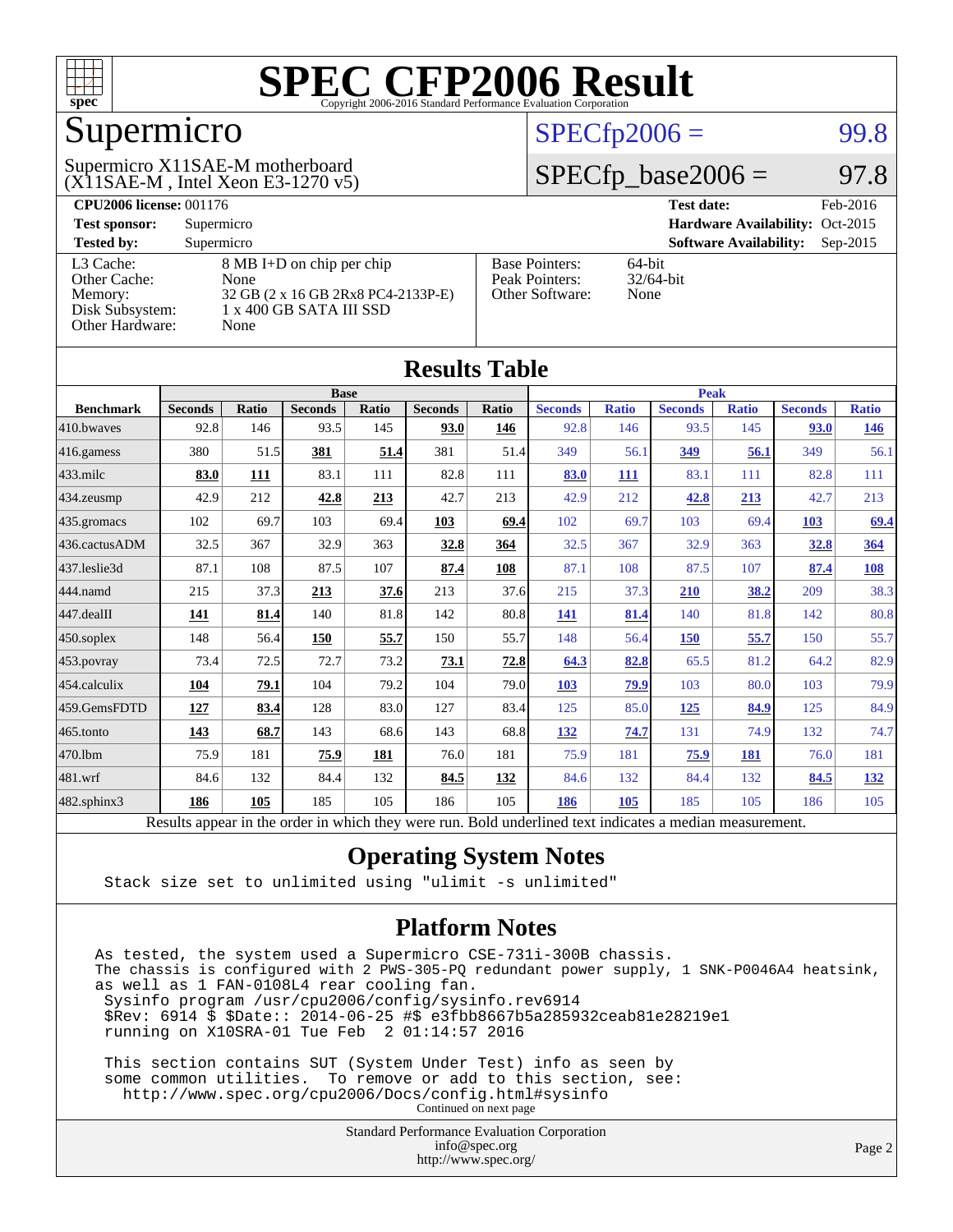# SPEC CFP2006 Result

Copyright 2006-2016 Standard Performance Evaluation Corporation

## Supermicro

Supermicro X11SAE-M motherboard
(X11SAE-M , Intel Xeon E3-1270 v5)

SPECfp2006 = 99.8

SPECfp_base2006 = 97.8

| | | | |
|---|---|---|---|
| **CPU2006 license:** 001176 | | **Test date:** | Feb-2016 |
| **Test sponsor:** | Supermicro | **Hardware Availability:** | Oct-2015 |
| **Tested by:** | Supermicro | **Software Availability:** | Sep-2015 |

| | |
|---|---|
| L3 Cache: | 8 MB I+D on chip per chip |
| Other Cache: | None |
| Memory: | 32 GB (2 x 16 GB 2Rx8 PC4-2133P-E) |
| Disk Subsystem: | 1 x 400 GB SATA III SSD |
| Other Hardware: | None |

| | |
|---|---|
| Base Pointers: | 64-bit |
| Peak Pointers: | 32/64-bit |
| Other Software: | None |

## Results Table

| | Base | | | | | | Peak | | | | | |
|---|---|---|---|---|---|---|---|---|---|---|---|---|
| **Benchmark** | **Seconds** | **Ratio** | **Seconds** | **Ratio** | **Seconds** | **Ratio** | **Seconds** | **Ratio** | **Seconds** | **Ratio** | **Seconds** | **Ratio** |
| 410.bwaves | 92.8 | 146 | 93.5 | 145 | **93.0** | **146** | 92.8 | 146 | 93.5 | 145 | **93.0** | **146** |
| 416.gamess | 380 | 51.5 | **381** | **51.4** | 381 | 51.4 | 349 | 56.1 | **349** | **56.1** | 349 | 56.1 |
| 433.milc | **83.0** | **111** | 83.1 | 111 | 82.8 | 111 | **83.0** | **111** | 83.1 | 111 | 82.8 | 111 |
| 434.zeusmp | 42.9 | 212 | **42.8** | **213** | 42.7 | 213 | 42.9 | 212 | **42.8** | **213** | 42.7 | 213 |
| 435.gromacs | 102 | 69.7 | 103 | 69.4 | **103** | **69.4** | 102 | 69.7 | 103 | 69.4 | **103** | **69.4** |
| 436.cactusADM | 32.5 | 367 | 32.9 | 363 | **32.8** | **364** | 32.5 | 367 | 32.9 | 363 | **32.8** | **364** |
| 437.leslie3d | 87.1 | 108 | 87.5 | 107 | **87.4** | **108** | 87.1 | 108 | 87.5 | 107 | **87.4** | **108** |
| 444.namd | 215 | 37.3 | **213** | **37.6** | 213 | 37.6 | 215 | 37.3 | **210** | **38.2** | 209 | 38.3 |
| 447.dealII | **141** | **81.4** | 140 | 81.8 | 142 | 80.8 | **141** | **81.4** | 140 | 81.8 | 142 | 80.8 |
| 450.soplex | 148 | 56.4 | **150** | **55.7** | 150 | 55.7 | 148 | 56.4 | **150** | **55.7** | 150 | 55.7 |
| 453.povray | 73.4 | 72.5 | 72.7 | 73.2 | **73.1** | **72.8** | **64.3** | **82.8** | 65.5 | 81.2 | 64.2 | 82.9 |
| 454.calculix | **104** | **79.1** | 104 | 79.2 | 104 | 79.0 | **103** | **79.9** | 103 | 80.0 | 103 | 79.9 |
| 459.GemsFDTD | **127** | **83.4** | 128 | 83.0 | 127 | 83.4 | 125 | 85.0 | **125** | **84.9** | 125 | 84.9 |
| 465.tonto | **143** | **68.7** | 143 | 68.6 | 143 | 68.8 | **132** | **74.7** | 131 | 74.9 | 132 | 74.7 |
| 470.lbm | 75.9 | 181 | **75.9** | **181** | 76.0 | 181 | 75.9 | 181 | **75.9** | **181** | 76.0 | 181 |
| 481.wrf | 84.6 | 132 | 84.4 | 132 | **84.5** | **132** | 84.6 | 132 | 84.4 | 132 | **84.5** | **132** |
| 482.sphinx3 | **186** | **105** | 185 | 105 | 186 | 105 | **186** | **105** | 185 | 105 | 186 | 105 |

Results appear in the order in which they were run. Bold underlined text indicates a median measurement.

## Operating System Notes

```
Stack size set to unlimited using "ulimit -s unlimited"
```

## Platform Notes

```
As tested, the system used a Supermicro CSE-731i-300B chassis.
The chassis is configured with 2 PWS-305-PQ redundant power supply, 1 SNK-P0046A4 heatsink,
as well as 1 FAN-0108L4 rear cooling fan.
 Sysinfo program /usr/cpu2006/config/sysinfo.rev6914
 $Rev: 6914 $ $Date:: 2014-06-25 #$ e3fbb8667b5a285932ceab81e28219e1
 running on X10SRA-01 Tue Feb  2 01:14:57 2016

 This section contains SUT (System Under Test) info as seen by
 some common utilities.  To remove or add to this section, see:
   http://www.spec.org/cpu2006/Docs/config.html#sysinfo
```

Continued on next page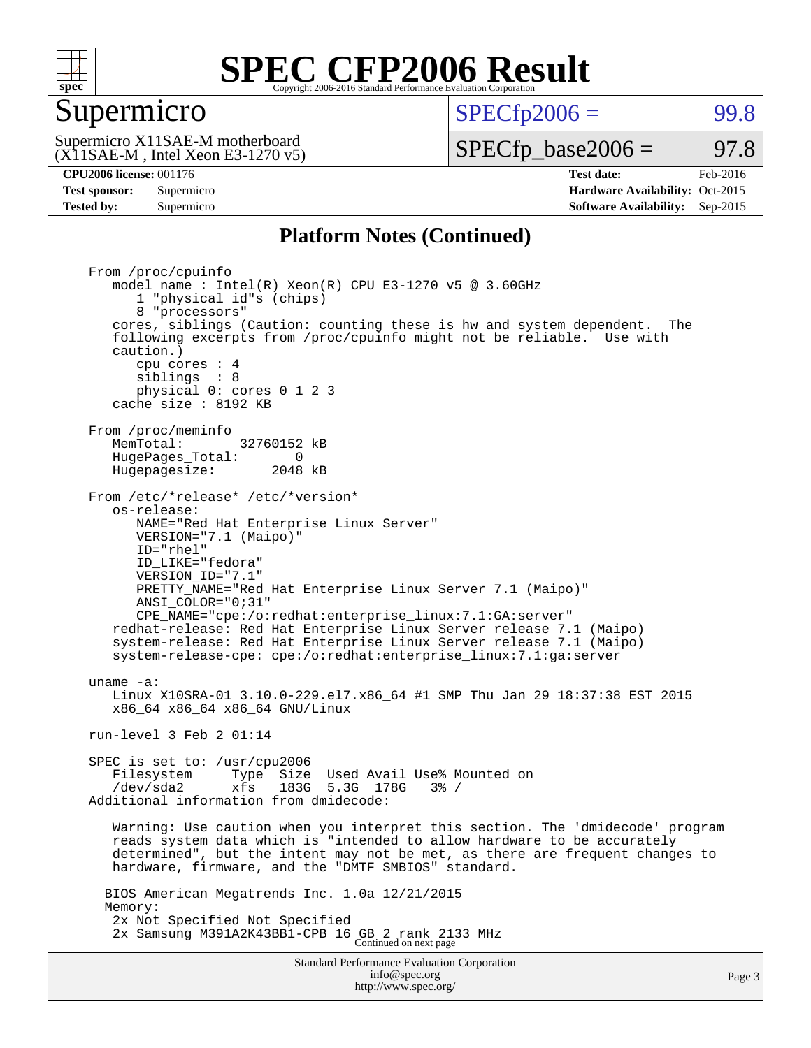# SPEC CFP2006 Result

Copyright 2006-2016 Standard Performance Evaluation Corporation

## Supermicro

Supermicro X11SAE-M motherboard
(X11SAE-M , Intel Xeon E3-1270 v5)

SPECfp2006 = 99.8

SPECfp_base2006 = 97.8

| | | | |
|---|---|---|---|
| **CPU2006 license:** 001176 | | **Test date:** | Feb-2016 |
| **Test sponsor:** | Supermicro | **Hardware Availability:** | Oct-2015 |
| **Tested by:** | Supermicro | **Software Availability:** | Sep-2015 |

## Platform Notes (Continued)

```
From /proc/cpuinfo
   model name : Intel(R) Xeon(R) CPU E3-1270 v5 @ 3.60GHz
      1 "physical id"s (chips)
      8 "processors"
   cores, siblings (Caution: counting these is hw and system dependent.  The
   following excerpts from /proc/cpuinfo might not be reliable.  Use with
   caution.)
      cpu cores : 4
      siblings  : 8
      physical 0: cores 0 1 2 3
   cache size : 8192 KB

From /proc/meminfo
   MemTotal:       32760152 kB
   HugePages_Total:       0
   Hugepagesize:       2048 kB

From /etc/*release* /etc/*version*
   os-release:
      NAME="Red Hat Enterprise Linux Server"
      VERSION="7.1 (Maipo)"
      ID="rhel"
      ID_LIKE="fedora"
      VERSION_ID="7.1"
      PRETTY_NAME="Red Hat Enterprise Linux Server 7.1 (Maipo)"
      ANSI_COLOR="0;31"
      CPE_NAME="cpe:/o:redhat:enterprise_linux:7.1:GA:server"
   redhat-release: Red Hat Enterprise Linux Server release 7.1 (Maipo)
   system-release: Red Hat Enterprise Linux Server release 7.1 (Maipo)
   system-release-cpe: cpe:/o:redhat:enterprise_linux:7.1:ga:server

uname -a:
   Linux X10SRA-01 3.10.0-229.el7.x86_64 #1 SMP Thu Jan 29 18:37:38 EST 2015
   x86_64 x86_64 x86_64 GNU/Linux

run-level 3 Feb 2 01:14

SPEC is set to: /usr/cpu2006
   Filesystem     Type  Size  Used Avail Use% Mounted on
   /dev/sda2      xfs   183G  5.3G  178G   3% /
Additional information from dmidecode:

   Warning: Use caution when you interpret this section. The 'dmidecode' program
   reads system data which is "intended to allow hardware to be accurately
   determined", but the intent may not be met, as there are frequent changes to
   hardware, firmware, and the "DMTF SMBIOS" standard.

  BIOS American Megatrends Inc. 1.0a 12/21/2015
  Memory:
   2x Not Specified Not Specified
   2x Samsung M391A2K43BB1-CPB 16 GB 2 rank 2133 MHz
```

Continued on next page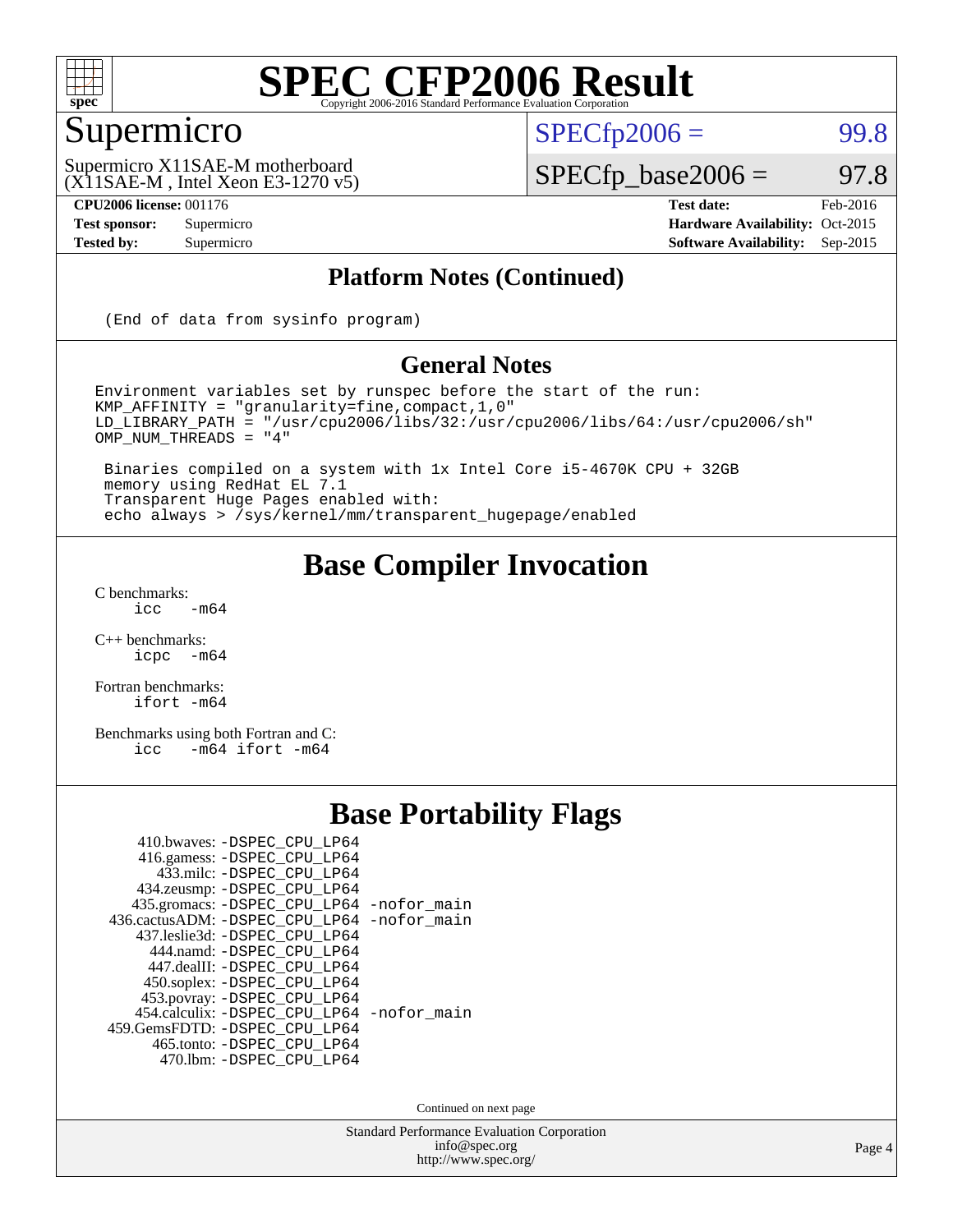# SPEC CFP2006 Result

Copyright 2006-2016 Standard Performance Evaluation Corporation

## Supermicro

Supermicro X11SAE-M motherboard
(X11SAE-M , Intel Xeon E3-1270 v5)

SPECfp2006 = 99.8

SPECfp_base2006 = 97.8

| | | | |
|---|---|---|---|
| **CPU2006 license:** 001176 | | **Test date:** | Feb-2016 |
| **Test sponsor:** | Supermicro | **Hardware Availability:** | Oct-2015 |
| **Tested by:** | Supermicro | **Software Availability:** | Sep-2015 |

### Platform Notes (Continued)

```
(End of data from sysinfo program)
```

### General Notes

```
Environment variables set by runspec before the start of the run:
KMP_AFFINITY = "granularity=fine,compact,1,0"
LD_LIBRARY_PATH = "/usr/cpu2006/libs/32:/usr/cpu2006/libs/64:/usr/cpu2006/sh"
OMP_NUM_THREADS = "4"

 Binaries compiled on a system with 1x Intel Core i5-4670K CPU + 32GB
 memory using RedHat EL 7.1
 Transparent Huge Pages enabled with:
 echo always > /sys/kernel/mm/transparent_hugepage/enabled
```

## Base Compiler Invocation

C benchmarks:
```
icc   -m64
```

C++ benchmarks:
```
icpc  -m64
```

Fortran benchmarks:
```
ifort -m64
```

Benchmarks using both Fortran and C:
```
icc   -m64 ifort -m64
```

## Base Portability Flags

```
    410.bwaves: -DSPEC_CPU_LP64
    416.gamess: -DSPEC_CPU_LP64
      433.milc: -DSPEC_CPU_LP64
    434.zeusmp: -DSPEC_CPU_LP64
   435.gromacs: -DSPEC_CPU_LP64 -nofor_main
436.cactusADM: -DSPEC_CPU_LP64 -nofor_main
   437.leslie3d: -DSPEC_CPU_LP64
     444.namd: -DSPEC_CPU_LP64
    447.dealII: -DSPEC_CPU_LP64
    450.soplex: -DSPEC_CPU_LP64
    453.povray: -DSPEC_CPU_LP64
   454.calculix: -DSPEC_CPU_LP64 -nofor_main
 459.GemsFDTD: -DSPEC_CPU_LP64
     465.tonto: -DSPEC_CPU_LP64
      470.lbm: -DSPEC_CPU_LP64
```

Continued on next page

Standard Performance Evaluation Corporation
info@spec.org
http://www.spec.org/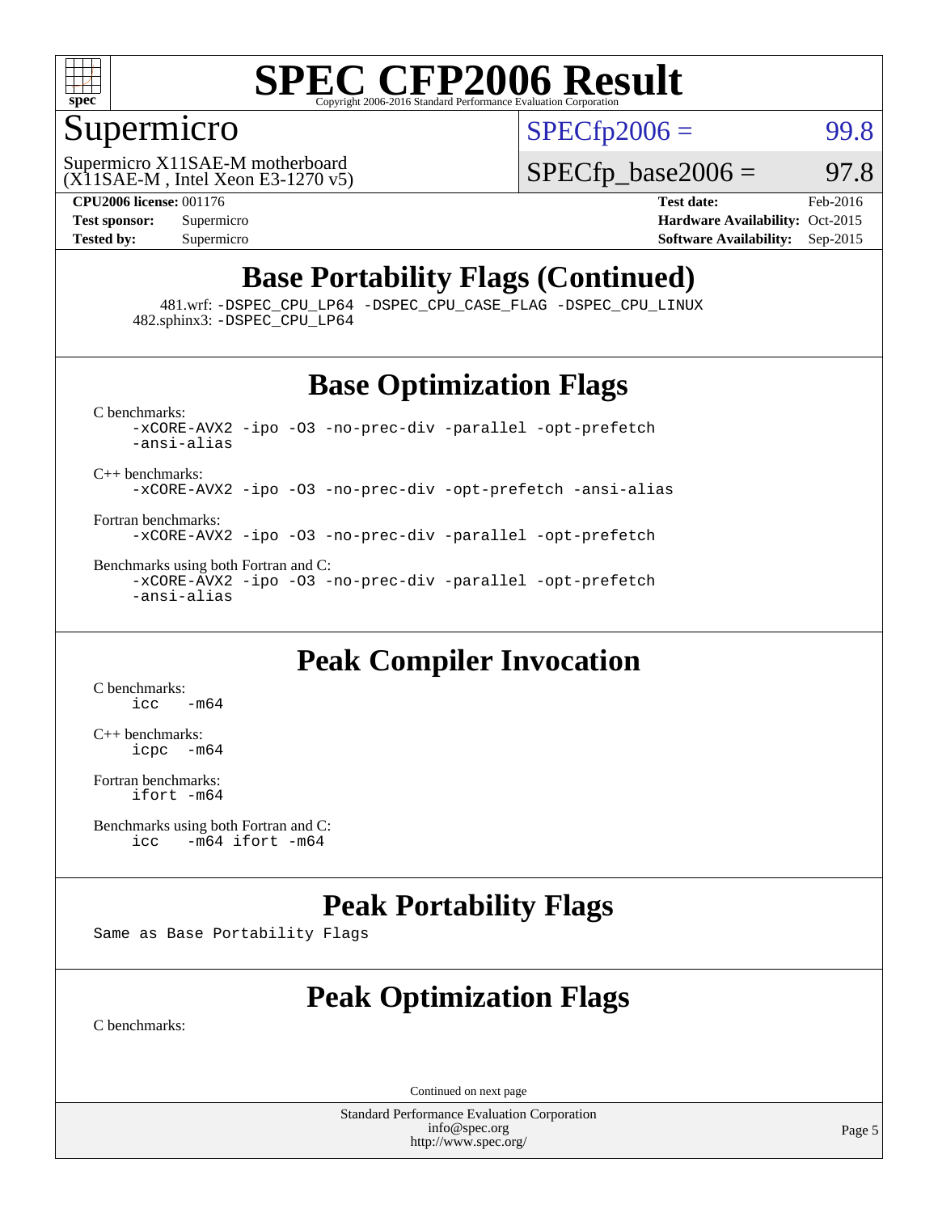# SPEC CFP2006 Result

Copyright 2006-2016 Standard Performance Evaluation Corporation

## Supermicro

Supermicro X11SAE-M motherboard
(X11SAE-M , Intel Xeon E3-1270 v5)

SPECfp2006 = 99.8

SPECfp_base2006 = 97.8

| | | | |
|---|---|---|---|
| **CPU2006 license:** 001176 | | **Test date:** | Feb-2016 |
| **Test sponsor:** | Supermicro | **Hardware Availability:** | Oct-2015 |
| **Tested by:** | Supermicro | **Software Availability:** | Sep-2015 |

## Base Portability Flags (Continued)

481.wrf: -DSPEC_CPU_LP64 -DSPEC_CPU_CASE_FLAG -DSPEC_CPU_LINUX
482.sphinx3: -DSPEC_CPU_LP64

## Base Optimization Flags

C benchmarks:
```
-xCORE-AVX2 -ipo -O3 -no-prec-div -parallel -opt-prefetch
-ansi-alias
```

C++ benchmarks:
```
-xCORE-AVX2 -ipo -O3 -no-prec-div -opt-prefetch -ansi-alias
```

Fortran benchmarks:
```
-xCORE-AVX2 -ipo -O3 -no-prec-div -parallel -opt-prefetch
```

Benchmarks using both Fortran and C:
```
-xCORE-AVX2 -ipo -O3 -no-prec-div -parallel -opt-prefetch
-ansi-alias
```

## Peak Compiler Invocation

C benchmarks:
```
icc   -m64
```

C++ benchmarks:
```
icpc  -m64
```

Fortran benchmarks:
```
ifort -m64
```

Benchmarks using both Fortran and C:
```
icc   -m64 ifort -m64
```

## Peak Portability Flags

Same as Base Portability Flags

## Peak Optimization Flags

C benchmarks:

Continued on next page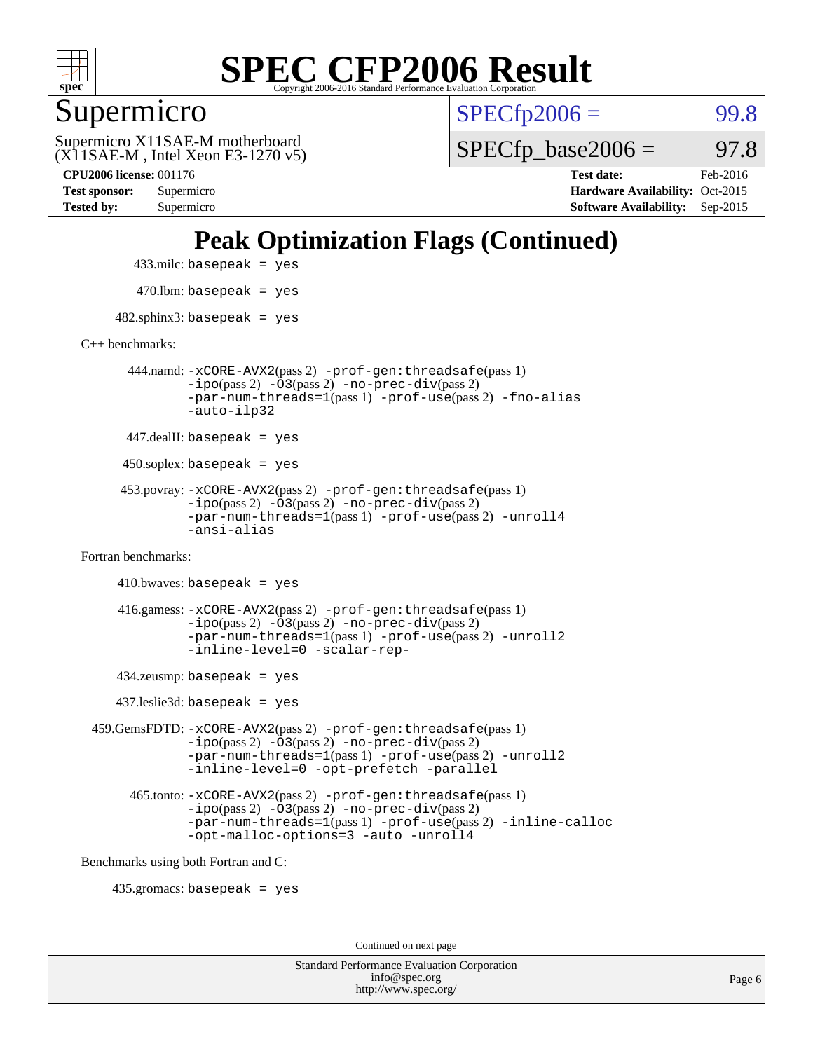# SPEC CFP2006 Result

Copyright 2006-2016 Standard Performance Evaluation Corporation

## Supermicro

Supermicro X11SAE-M motherboard
(X11SAE-M , Intel Xeon E3-1270 v5)

SPECfp2006 = 99.8

SPECfp_base2006 = 97.8

| | | | |
|---|---|---|---|
| **CPU2006 license:** 001176 | | **Test date:** | Feb-2016 |
| **Test sponsor:** | Supermicro | **Hardware Availability:** | Oct-2015 |
| **Tested by:** | Supermicro | **Software Availability:** | Sep-2015 |

## Peak Optimization Flags (Continued)

433.milc: basepeak = yes

470.lbm: basepeak = yes

482.sphinx3: basepeak = yes

C++ benchmarks:

444.namd: -xCORE-AVX2(pass 2) -prof-gen:threadsafe(pass 1) -ipo(pass 2) -O3(pass 2) -no-prec-div(pass 2) -par-num-threads=1(pass 1) -prof-use(pass 2) -fno-alias -auto-ilp32

447.dealII: basepeak = yes

450.soplex: basepeak = yes

453.povray: -xCORE-AVX2(pass 2) -prof-gen:threadsafe(pass 1) -ipo(pass 2) -O3(pass 2) -no-prec-div(pass 2) -par-num-threads=1(pass 1) -prof-use(pass 2) -unroll4 -ansi-alias

Fortran benchmarks:

410.bwaves: basepeak = yes

416.gamess: -xCORE-AVX2(pass 2) -prof-gen:threadsafe(pass 1) -ipo(pass 2) -O3(pass 2) -no-prec-div(pass 2) -par-num-threads=1(pass 1) -prof-use(pass 2) -unroll2 -inline-level=0 -scalar-rep-

434.zeusmp: basepeak = yes

437.leslie3d: basepeak = yes

459.GemsFDTD: -xCORE-AVX2(pass 2) -prof-gen:threadsafe(pass 1) -ipo(pass 2) -O3(pass 2) -no-prec-div(pass 2) -par-num-threads=1(pass 1) -prof-use(pass 2) -unroll2 -inline-level=0 -opt-prefetch -parallel

465.tonto: -xCORE-AVX2(pass 2) -prof-gen:threadsafe(pass 1) -ipo(pass 2) -O3(pass 2) -no-prec-div(pass 2) -par-num-threads=1(pass 1) -prof-use(pass 2) -inline-calloc -opt-malloc-options=3 -auto -unroll4

Benchmarks using both Fortran and C:

435.gromacs: basepeak = yes

Continued on next page

Standard Performance Evaluation Corporation
info@spec.org
http://www.spec.org/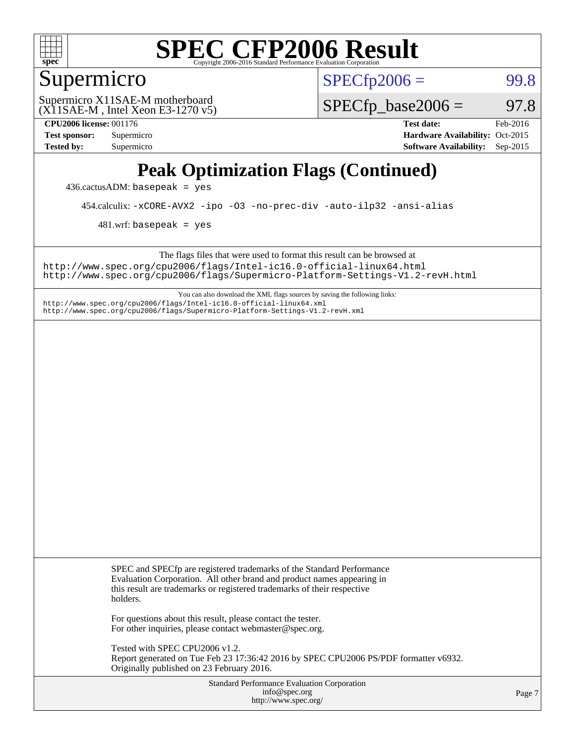# Supermicro

Supermicro X11SAE-M motherboard
(X11SAE-M , Intel Xeon E3-1270 v5)

SPECfp2006 = 99.8

SPECfp_base2006 = 97.8

**CPU2006 license:** 001176
**Test sponsor:** Supermicro
**Tested by:** Supermicro

**Test date:** Feb-2016
**Hardware Availability:** Oct-2015
**Software Availability:** Sep-2015

## Peak Optimization Flags (Continued)

436.cactusADM: basepeak = yes

454.calculix: -xCORE-AVX2 -ipo -O3 -no-prec-div -auto-ilp32 -ansi-alias

481.wrf: basepeak = yes

The flags files that were used to format this result can be browsed at
http://www.spec.org/cpu2006/flags/Intel-ic16.0-official-linux64.html
http://www.spec.org/cpu2006/flags/Supermicro-Platform-Settings-V1.2-revH.html

You can also download the XML flags sources by saving the following links:
http://www.spec.org/cpu2006/flags/Intel-ic16.0-official-linux64.xml
http://www.spec.org/cpu2006/flags/Supermicro-Platform-Settings-V1.2-revH.xml

SPEC and SPECfp are registered trademarks of the Standard Performance Evaluation Corporation. All other brand and product names appearing in this result are trademarks or registered trademarks of their respective holders.

For questions about this result, please contact the tester.
For other inquiries, please contact webmaster@spec.org.

Tested with SPEC CPU2006 v1.2.
Report generated on Tue Feb 23 17:36:42 2016 by SPEC CPU2006 PS/PDF formatter v6932.
Originally published on 23 February 2016.